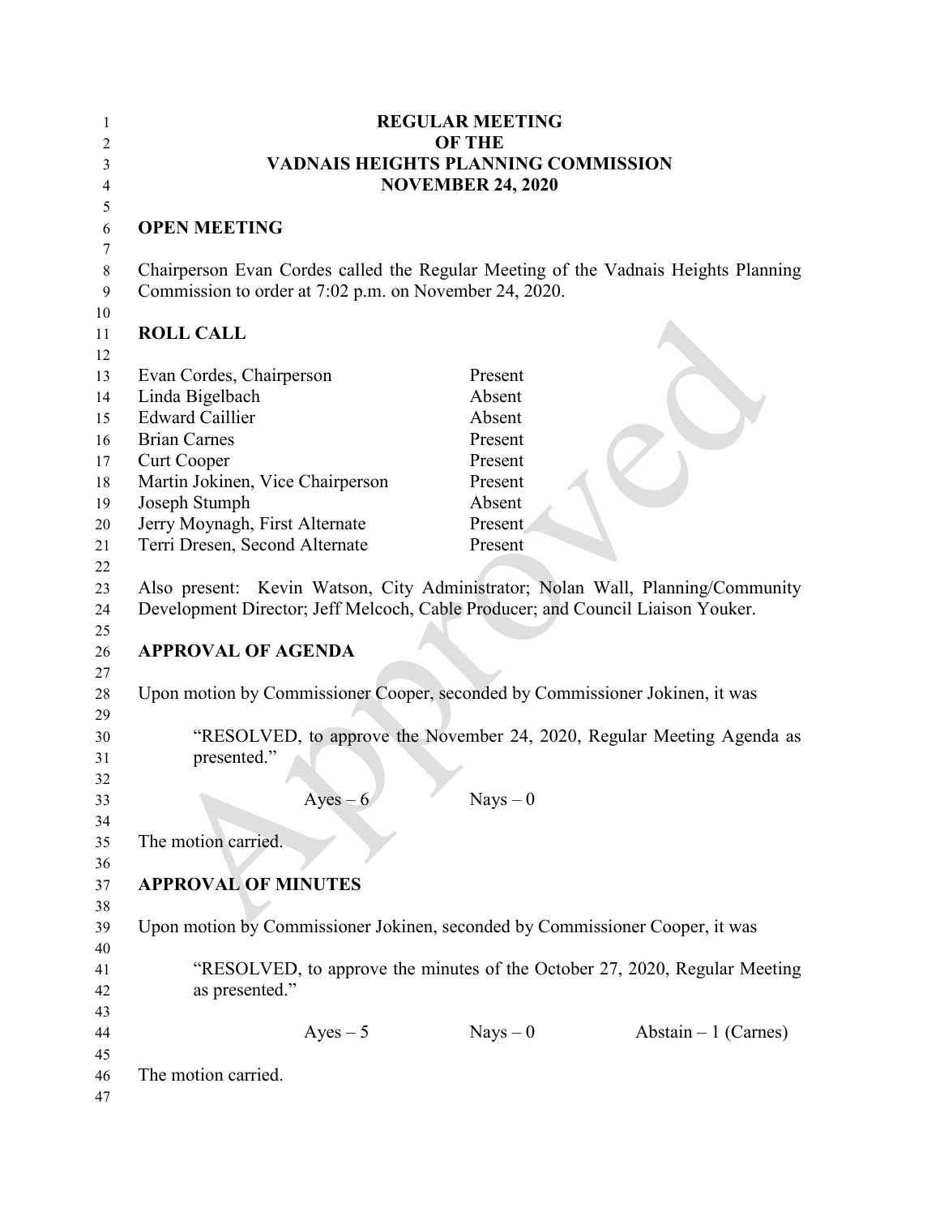# REGULAR MEETING
# OF THE
# VADNAIS HEIGHTS PLANNING COMMISSION
# NOVEMBER 24, 2020

## OPEN MEETING

Chairperson Evan Cordes called the Regular Meeting of the Vadnais Heights Planning Commission to order at 7:02 p.m. on November 24, 2020.

## ROLL CALL

| | |
|---|---|
| Evan Cordes, Chairperson | Present |
| Linda Bigelbach | Absent |
| Edward Caillier | Absent |
| Brian Carnes | Present |
| Curt Cooper | Present |
| Martin Jokinen, Vice Chairperson | Present |
| Joseph Stumph | Absent |
| Jerry Moynagh, First Alternate | Present |
| Terri Dresen, Second Alternate | Present |

Also present: Kevin Watson, City Administrator; Nolan Wall, Planning/Community Development Director; Jeff Melcoch, Cable Producer; and Council Liaison Youker.

## APPROVAL OF AGENDA

Upon motion by Commissioner Cooper, seconded by Commissioner Jokinen, it was

> "RESOLVED, to approve the November 24, 2020, Regular Meeting Agenda as presented."

Ayes – 6 Nays – 0

The motion carried.

## APPROVAL OF MINUTES

Upon motion by Commissioner Jokinen, seconded by Commissioner Cooper, it was

> "RESOLVED, to approve the minutes of the October 27, 2020, Regular Meeting as presented."

Ayes – 5 Nays – 0 Abstain – 1 (Carnes)

The motion carried.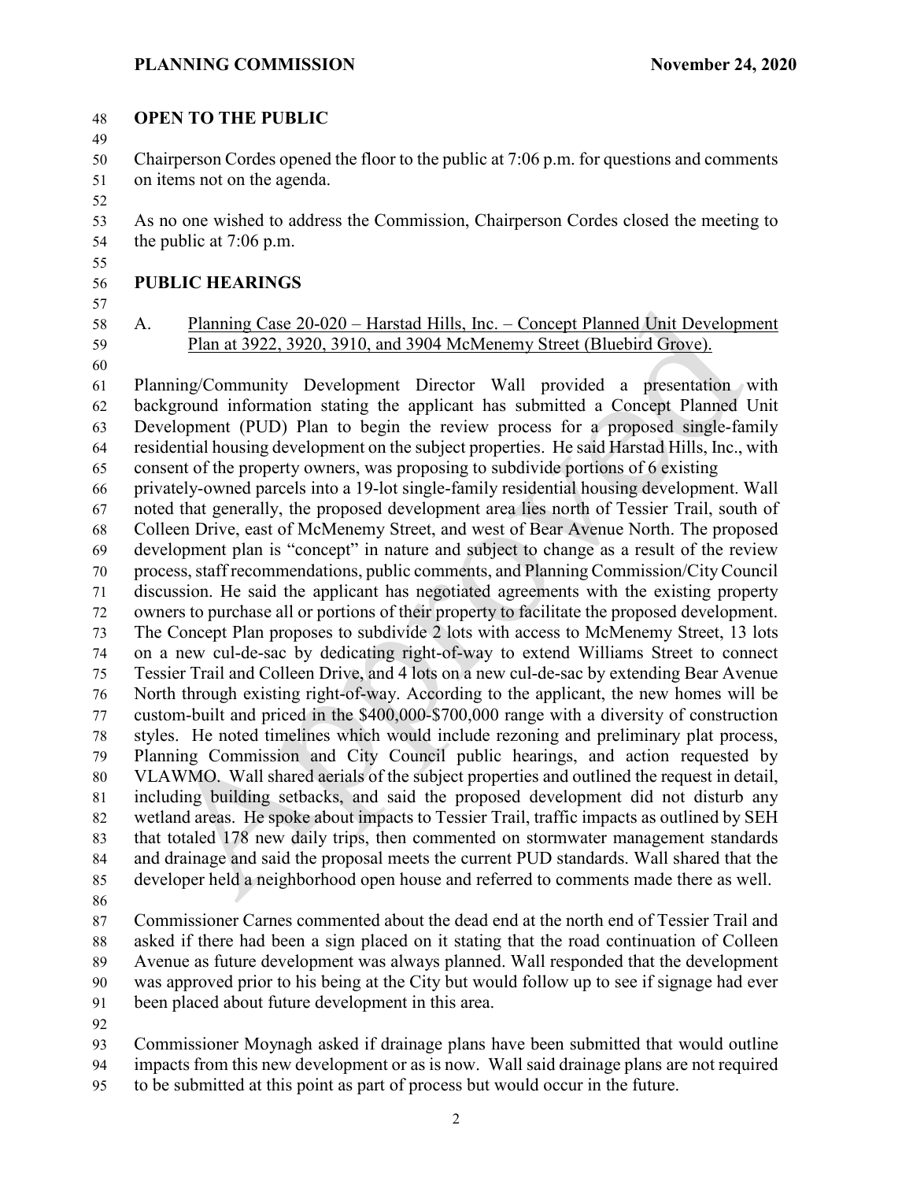## OPEN TO THE PUBLIC

Chairperson Cordes opened the floor to the public at 7:06 p.m. for questions and comments on items not on the agenda.

As no one wished to address the Commission, Chairperson Cordes closed the meeting to the public at 7:06 p.m.

## PUBLIC HEARINGS

A. Planning Case 20-020 – Harstad Hills, Inc. – Concept Planned Unit Development Plan at 3922, 3920, 3910, and 3904 McMenemy Street (Bluebird Grove).

Planning/Community Development Director Wall provided a presentation with background information stating the applicant has submitted a Concept Planned Unit Development (PUD) Plan to begin the review process for a proposed single-family residential housing development on the subject properties. He said Harstad Hills, Inc., with consent of the property owners, was proposing to subdivide portions of 6 existing privately-owned parcels into a 19-lot single-family residential housing development. Wall noted that generally, the proposed development area lies north of Tessier Trail, south of Colleen Drive, east of McMenemy Street, and west of Bear Avenue North. The proposed development plan is "concept" in nature and subject to change as a result of the review process, staff recommendations, public comments, and Planning Commission/City Council discussion. He said the applicant has negotiated agreements with the existing property owners to purchase all or portions of their property to facilitate the proposed development. The Concept Plan proposes to subdivide 2 lots with access to McMenemy Street, 13 lots on a new cul-de-sac by dedicating right-of-way to extend Williams Street to connect Tessier Trail and Colleen Drive, and 4 lots on a new cul-de-sac by extending Bear Avenue North through existing right-of-way. According to the applicant, the new homes will be custom-built and priced in the $400,000-$700,000 range with a diversity of construction styles. He noted timelines which would include rezoning and preliminary plat process, Planning Commission and City Council public hearings, and action requested by VLAWMO. Wall shared aerials of the subject properties and outlined the request in detail, including building setbacks, and said the proposed development did not disturb any wetland areas. He spoke about impacts to Tessier Trail, traffic impacts as outlined by SEH that totaled 178 new daily trips, then commented on stormwater management standards and drainage and said the proposal meets the current PUD standards. Wall shared that the developer held a neighborhood open house and referred to comments made there as well.

Commissioner Carnes commented about the dead end at the north end of Tessier Trail and asked if there had been a sign placed on it stating that the road continuation of Colleen Avenue as future development was always planned. Wall responded that the development was approved prior to his being at the City but would follow up to see if signage had ever been placed about future development in this area.

Commissioner Moynagh asked if drainage plans have been submitted that would outline impacts from this new development or as is now. Wall said drainage plans are not required to be submitted at this point as part of process but would occur in the future.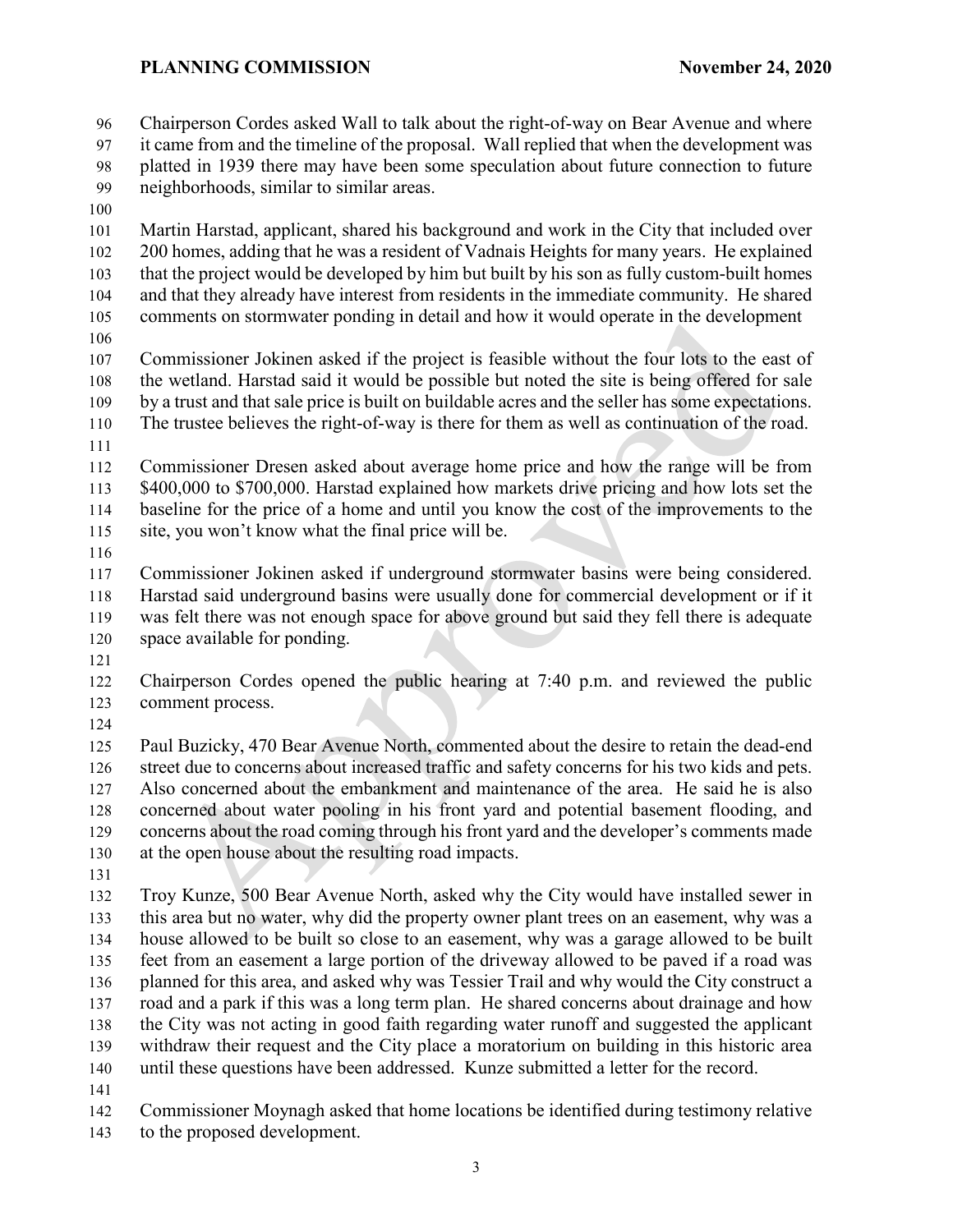Chairperson Cordes asked Wall to talk about the right-of-way on Bear Avenue and where it came from and the timeline of the proposal. Wall replied that when the development was platted in 1939 there may have been some speculation about future connection to future neighborhoods, similar to similar areas.

Martin Harstad, applicant, shared his background and work in the City that included over 200 homes, adding that he was a resident of Vadnais Heights for many years. He explained that the project would be developed by him but built by his son as fully custom-built homes and that they already have interest from residents in the immediate community. He shared comments on stormwater ponding in detail and how it would operate in the development

Commissioner Jokinen asked if the project is feasible without the four lots to the east of the wetland. Harstad said it would be possible but noted the site is being offered for sale by a trust and that sale price is built on buildable acres and the seller has some expectations. The trustee believes the right-of-way is there for them as well as continuation of the road.

Commissioner Dresen asked about average home price and how the range will be from $400,000 to $700,000. Harstad explained how markets drive pricing and how lots set the baseline for the price of a home and until you know the cost of the improvements to the site, you won't know what the final price will be.

Commissioner Jokinen asked if underground stormwater basins were being considered. Harstad said underground basins were usually done for commercial development or if it was felt there was not enough space for above ground but said they fell there is adequate space available for ponding.

Chairperson Cordes opened the public hearing at 7:40 p.m. and reviewed the public comment process.

Paul Buzicky, 470 Bear Avenue North, commented about the desire to retain the dead-end street due to concerns about increased traffic and safety concerns for his two kids and pets. Also concerned about the embankment and maintenance of the area. He said he is also concerned about water pooling in his front yard and potential basement flooding, and concerns about the road coming through his front yard and the developer's comments made at the open house about the resulting road impacts.

Troy Kunze, 500 Bear Avenue North, asked why the City would have installed sewer in this area but no water, why did the property owner plant trees on an easement, why was a house allowed to be built so close to an easement, why was a garage allowed to be built feet from an easement a large portion of the driveway allowed to be paved if a road was planned for this area, and asked why was Tessier Trail and why would the City construct a road and a park if this was a long term plan. He shared concerns about drainage and how the City was not acting in good faith regarding water runoff and suggested the applicant withdraw their request and the City place a moratorium on building in this historic area until these questions have been addressed. Kunze submitted a letter for the record.

Commissioner Moynagh asked that home locations be identified during testimony relative to the proposed development.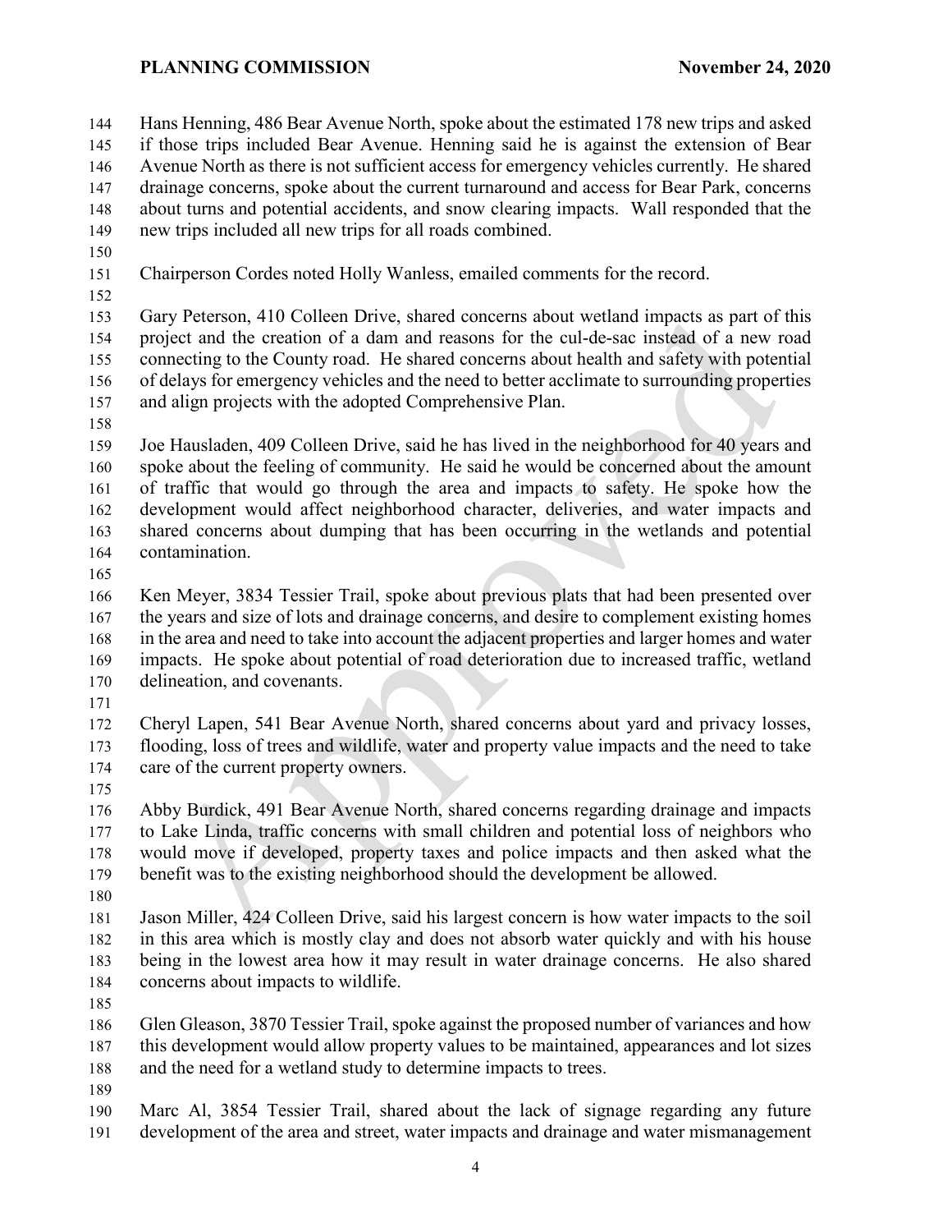Hans Henning, 486 Bear Avenue North, spoke about the estimated 178 new trips and asked if those trips included Bear Avenue. Henning said he is against the extension of Bear Avenue North as there is not sufficient access for emergency vehicles currently. He shared drainage concerns, spoke about the current turnaround and access for Bear Park, concerns about turns and potential accidents, and snow clearing impacts. Wall responded that the new trips included all new trips for all roads combined.

Chairperson Cordes noted Holly Wanless, emailed comments for the record.

Gary Peterson, 410 Colleen Drive, shared concerns about wetland impacts as part of this project and the creation of a dam and reasons for the cul-de-sac instead of a new road connecting to the County road. He shared concerns about health and safety with potential of delays for emergency vehicles and the need to better acclimate to surrounding properties and align projects with the adopted Comprehensive Plan.

Joe Hausladen, 409 Colleen Drive, said he has lived in the neighborhood for 40 years and spoke about the feeling of community. He said he would be concerned about the amount of traffic that would go through the area and impacts to safety. He spoke how the development would affect neighborhood character, deliveries, and water impacts and shared concerns about dumping that has been occurring in the wetlands and potential contamination.

Ken Meyer, 3834 Tessier Trail, spoke about previous plats that had been presented over the years and size of lots and drainage concerns, and desire to complement existing homes in the area and need to take into account the adjacent properties and larger homes and water impacts. He spoke about potential of road deterioration due to increased traffic, wetland delineation, and covenants.

Cheryl Lapen, 541 Bear Avenue North, shared concerns about yard and privacy losses, flooding, loss of trees and wildlife, water and property value impacts and the need to take care of the current property owners.

Abby Burdick, 491 Bear Avenue North, shared concerns regarding drainage and impacts to Lake Linda, traffic concerns with small children and potential loss of neighbors who would move if developed, property taxes and police impacts and then asked what the benefit was to the existing neighborhood should the development be allowed.

Jason Miller, 424 Colleen Drive, said his largest concern is how water impacts to the soil in this area which is mostly clay and does not absorb water quickly and with his house being in the lowest area how it may result in water drainage concerns. He also shared concerns about impacts to wildlife.

Glen Gleason, 3870 Tessier Trail, spoke against the proposed number of variances and how this development would allow property values to be maintained, appearances and lot sizes and the need for a wetland study to determine impacts to trees.

Marc Al, 3854 Tessier Trail, shared about the lack of signage regarding any future development of the area and street, water impacts and drainage and water mismanagement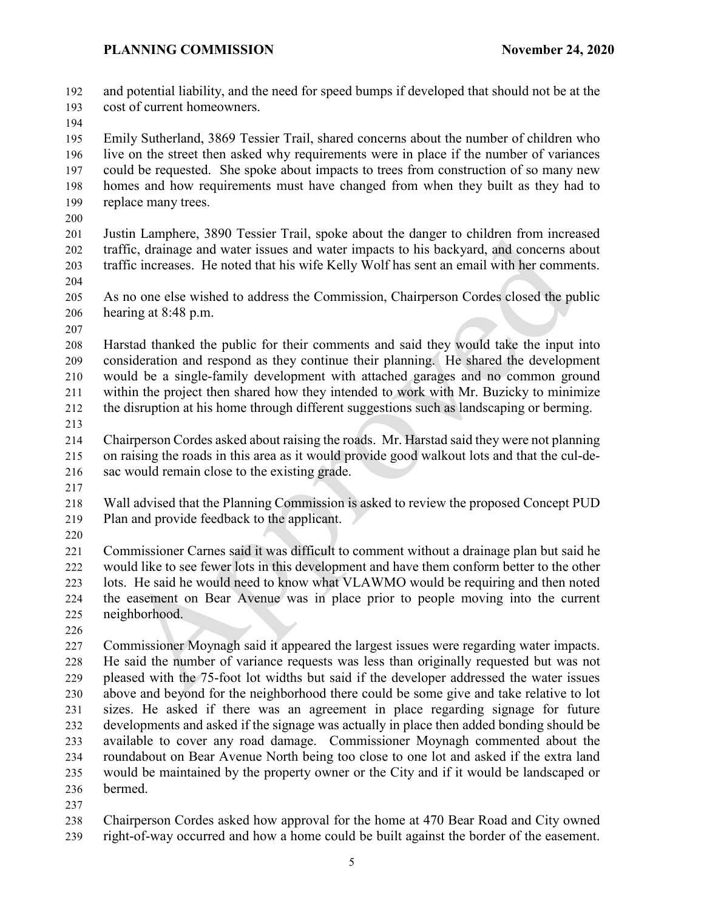and potential liability, and the need for speed bumps if developed that should not be at the cost of current homeowners.

Emily Sutherland, 3869 Tessier Trail, shared concerns about the number of children who live on the street then asked why requirements were in place if the number of variances could be requested. She spoke about impacts to trees from construction of so many new homes and how requirements must have changed from when they built as they had to replace many trees.

Justin Lamphere, 3890 Tessier Trail, spoke about the danger to children from increased traffic, drainage and water issues and water impacts to his backyard, and concerns about traffic increases. He noted that his wife Kelly Wolf has sent an email with her comments.

As no one else wished to address the Commission, Chairperson Cordes closed the public hearing at 8:48 p.m.

Harstad thanked the public for their comments and said they would take the input into consideration and respond as they continue their planning. He shared the development would be a single-family development with attached garages and no common ground within the project then shared how they intended to work with Mr. Buzicky to minimize the disruption at his home through different suggestions such as landscaping or berming.

Chairperson Cordes asked about raising the roads. Mr. Harstad said they were not planning on raising the roads in this area as it would provide good walkout lots and that the cul-de-sac would remain close to the existing grade.

Wall advised that the Planning Commission is asked to review the proposed Concept PUD Plan and provide feedback to the applicant.

Commissioner Carnes said it was difficult to comment without a drainage plan but said he would like to see fewer lots in this development and have them conform better to the other lots. He said he would need to know what VLAWMO would be requiring and then noted the easement on Bear Avenue was in place prior to people moving into the current neighborhood.

Commissioner Moynagh said it appeared the largest issues were regarding water impacts. He said the number of variance requests was less than originally requested but was not pleased with the 75-foot lot widths but said if the developer addressed the water issues above and beyond for the neighborhood there could be some give and take relative to lot sizes. He asked if there was an agreement in place regarding signage for future developments and asked if the signage was actually in place then added bonding should be available to cover any road damage. Commissioner Moynagh commented about the roundabout on Bear Avenue North being too close to one lot and asked if the extra land would be maintained by the property owner or the City and if it would be landscaped or bermed.

Chairperson Cordes asked how approval for the home at 470 Bear Road and City owned right-of-way occurred and how a home could be built against the border of the easement.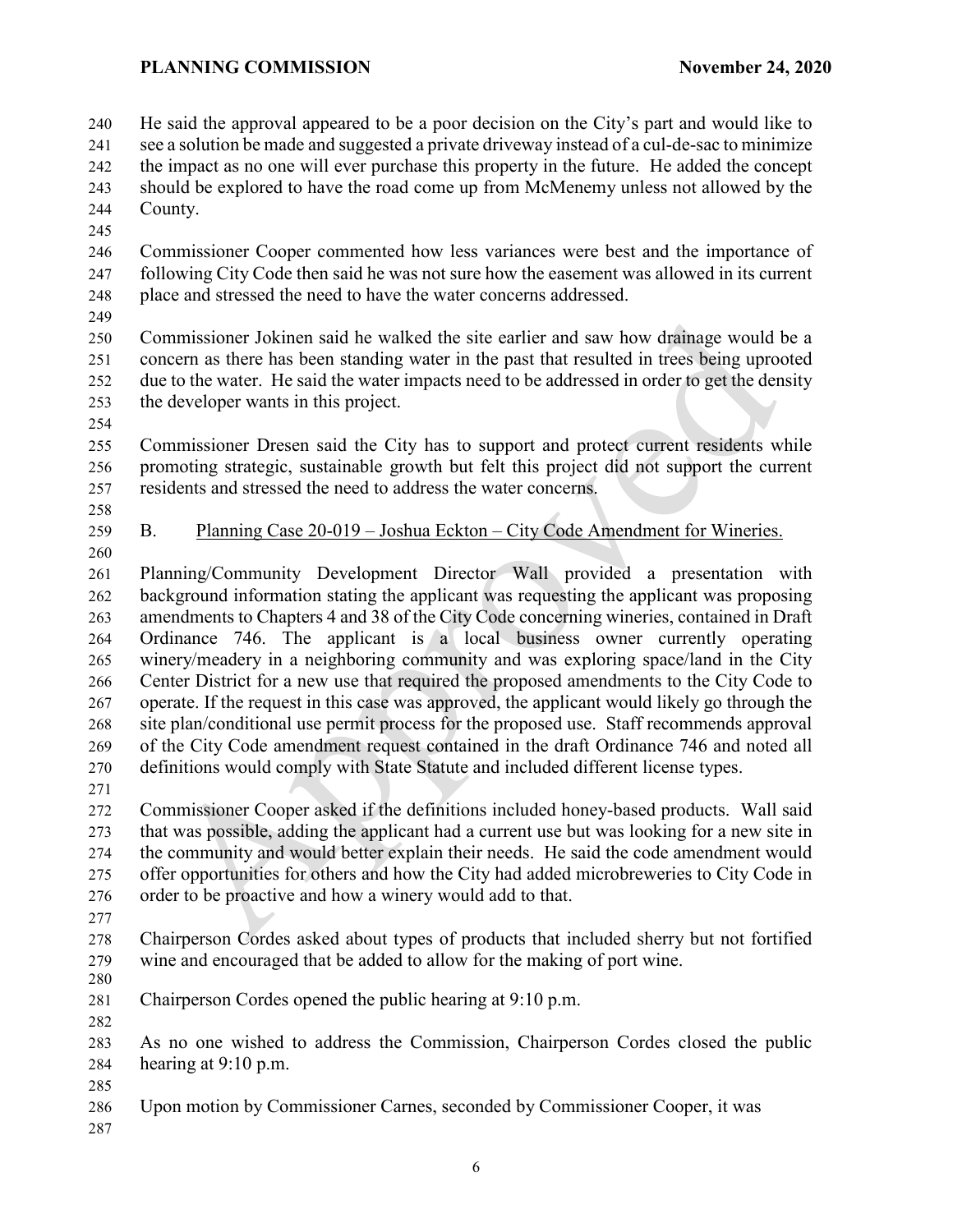He said the approval appeared to be a poor decision on the City's part and would like to see a solution be made and suggested a private driveway instead of a cul-de-sac to minimize the impact as no one will ever purchase this property in the future. He added the concept should be explored to have the road come up from McMenemy unless not allowed by the County.

Commissioner Cooper commented how less variances were best and the importance of following City Code then said he was not sure how the easement was allowed in its current place and stressed the need to have the water concerns addressed.

Commissioner Jokinen said he walked the site earlier and saw how drainage would be a concern as there has been standing water in the past that resulted in trees being uprooted due to the water. He said the water impacts need to be addressed in order to get the density the developer wants in this project.

Commissioner Dresen said the City has to support and protect current residents while promoting strategic, sustainable growth but felt this project did not support the current residents and stressed the need to address the water concerns.

B. Planning Case 20-019 – Joshua Eckton – City Code Amendment for Wineries.

Planning/Community Development Director Wall provided a presentation with background information stating the applicant was requesting the applicant was proposing amendments to Chapters 4 and 38 of the City Code concerning wineries, contained in Draft Ordinance 746. The applicant is a local business owner currently operating winery/meadery in a neighboring community and was exploring space/land in the City Center District for a new use that required the proposed amendments to the City Code to operate. If the request in this case was approved, the applicant would likely go through the site plan/conditional use permit process for the proposed use. Staff recommends approval of the City Code amendment request contained in the draft Ordinance 746 and noted all definitions would comply with State Statute and included different license types.

Commissioner Cooper asked if the definitions included honey-based products. Wall said that was possible, adding the applicant had a current use but was looking for a new site in the community and would better explain their needs. He said the code amendment would offer opportunities for others and how the City had added microbreweries to City Code in order to be proactive and how a winery would add to that.

Chairperson Cordes asked about types of products that included sherry but not fortified wine and encouraged that be added to allow for the making of port wine.

Chairperson Cordes opened the public hearing at 9:10 p.m.

As no one wished to address the Commission, Chairperson Cordes closed the public hearing at 9:10 p.m.

Upon motion by Commissioner Carnes, seconded by Commissioner Cooper, it was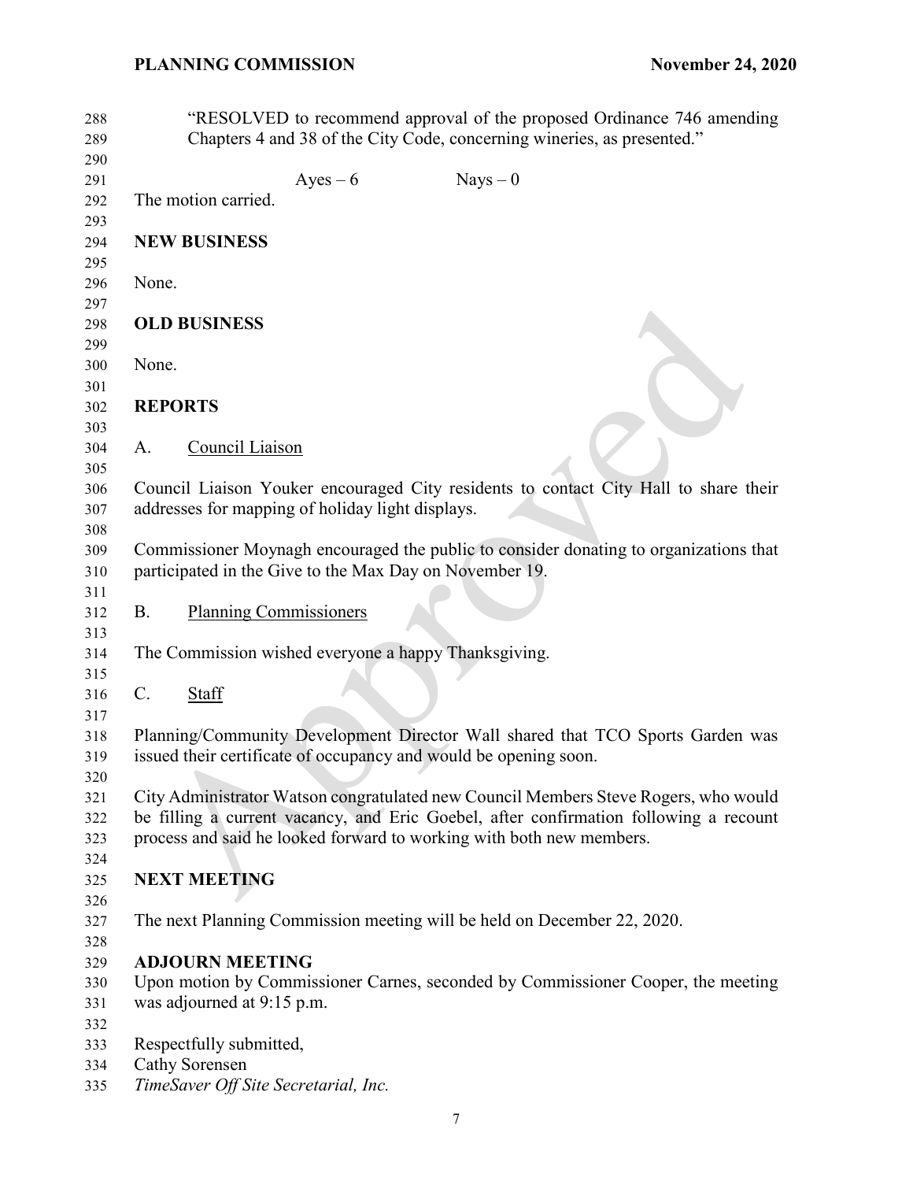"RESOLVED to recommend approval of the proposed Ordinance 746 amending Chapters 4 and 38 of the City Code, concerning wineries, as presented."

Ayes – 6 Nays – 0

The motion carried.

## NEW BUSINESS

None.

## OLD BUSINESS

None.

## REPORTS

A. Council Liaison

Council Liaison Youker encouraged City residents to contact City Hall to share their addresses for mapping of holiday light displays.

Commissioner Moynagh encouraged the public to consider donating to organizations that participated in the Give to the Max Day on November 19.

B. Planning Commissioners

The Commission wished everyone a happy Thanksgiving.

C. Staff

Planning/Community Development Director Wall shared that TCO Sports Garden was issued their certificate of occupancy and would be opening soon.

City Administrator Watson congratulated new Council Members Steve Rogers, who would be filling a current vacancy, and Eric Goebel, after confirmation following a recount process and said he looked forward to working with both new members.

## NEXT MEETING

The next Planning Commission meeting will be held on December 22, 2020.

## ADJOURN MEETING

Upon motion by Commissioner Carnes, seconded by Commissioner Cooper, the meeting was adjourned at 9:15 p.m.

Respectfully submitted,
Cathy Sorensen
*TimeSaver Off Site Secretarial, Inc.*